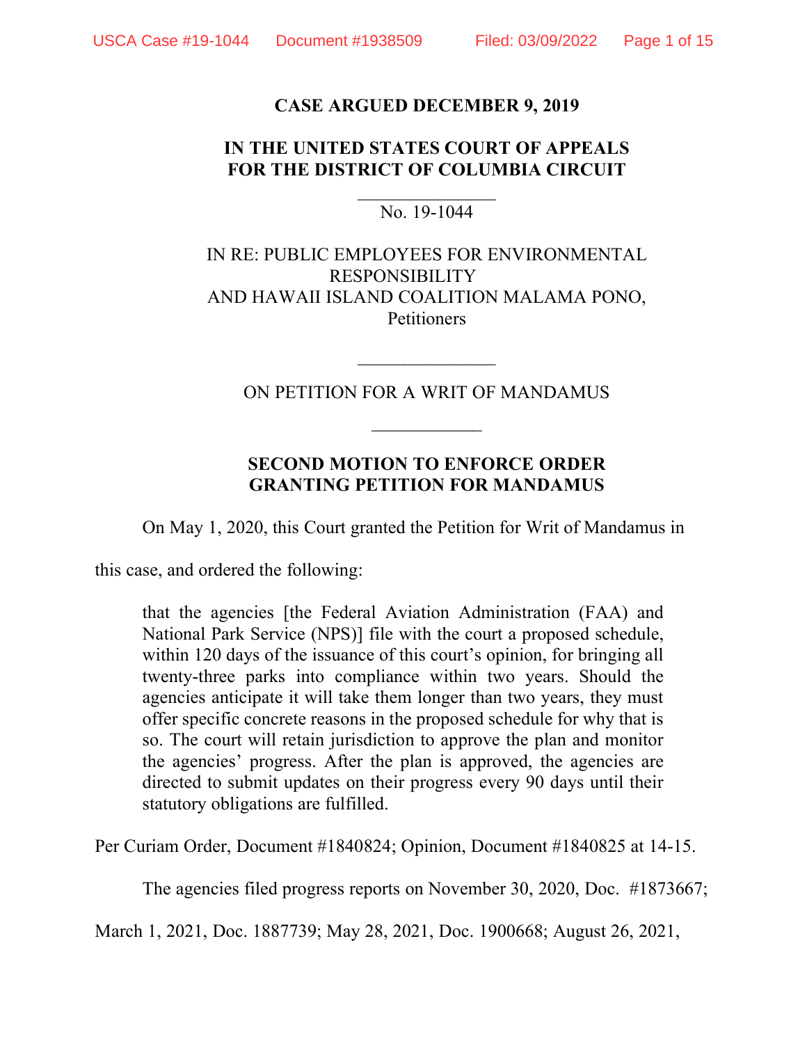**CASE ARGUED DECEMBER 9, 2019**

**IN THE UNITED STATES COURT OF APPEALS FOR THE DISTRICT OF COLUMBIA CIRCUIT**

\_\_\_\_\_\_\_\_\_\_\_\_\_\_\_

No. 19-1044

IN RE: PUBLIC EMPLOYEES FOR ENVIRONMENTAL RESPONSIBILITY
AND HAWAII ISLAND COALITION MALAMA PONO,
Petitioners

\_\_\_\_\_\_\_\_\_\_\_\_\_\_\_

ON PETITION FOR A WRIT OF MANDAMUS

\_\_\_\_\_\_\_\_\_\_\_\_

**SECOND MOTION TO ENFORCE ORDER GRANTING PETITION FOR MANDAMUS**

On May 1, 2020, this Court granted the Petition for Writ of Mandamus in this case, and ordered the following:

> that the agencies [the Federal Aviation Administration (FAA) and National Park Service (NPS)] file with the court a proposed schedule, within 120 days of the issuance of this court's opinion, for bringing all twenty-three parks into compliance within two years. Should the agencies anticipate it will take them longer than two years, they must offer specific concrete reasons in the proposed schedule for why that is so. The court will retain jurisdiction to approve the plan and monitor the agencies' progress. After the plan is approved, the agencies are directed to submit updates on their progress every 90 days until their statutory obligations are fulfilled.

Per Curiam Order, Document #1840824; Opinion, Document #1840825 at 14-15.

The agencies filed progress reports on November 30, 2020, Doc. #1873667; March 1, 2021, Doc. 1887739; May 28, 2021, Doc. 1900668; August 26, 2021,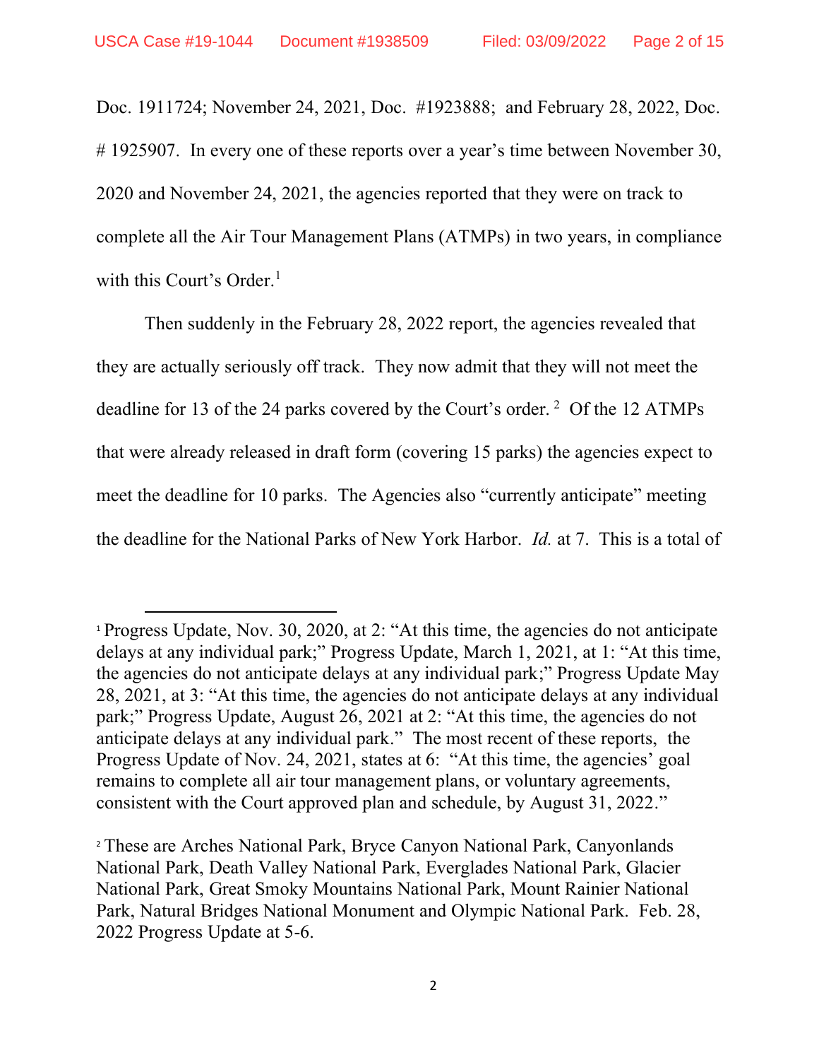Doc. 1911724; November 24, 2021, Doc. #1923888; and February 28, 2022, Doc. # 1925907. In every one of these reports over a year's time between November 30, 2020 and November 24, 2021, the agencies reported that they were on track to complete all the Air Tour Management Plans (ATMPs) in two years, in compliance with this Court's Order.[1]

Then suddenly in the February 28, 2022 report, the agencies revealed that they are actually seriously off track. They now admit that they will not meet the deadline for 13 of the 24 parks covered by the Court's order.[2] Of the 12 ATMPs that were already released in draft form (covering 15 parks) the agencies expect to meet the deadline for 10 parks. The Agencies also "currently anticipate" meeting the deadline for the National Parks of New York Harbor. *Id.* at 7. This is a total of

---

[1] Progress Update, Nov. 30, 2020, at 2: "At this time, the agencies do not anticipate delays at any individual park;" Progress Update, March 1, 2021, at 1: "At this time, the agencies do not anticipate delays at any individual park;" Progress Update May 28, 2021, at 3: "At this time, the agencies do not anticipate delays at any individual park;" Progress Update, August 26, 2021 at 2: "At this time, the agencies do not anticipate delays at any individual park." The most recent of these reports, the Progress Update of Nov. 24, 2021, states at 6: "At this time, the agencies' goal remains to complete all air tour management plans, or voluntary agreements, consistent with the Court approved plan and schedule, by August 31, 2022."

[2] These are Arches National Park, Bryce Canyon National Park, Canyonlands National Park, Death Valley National Park, Everglades National Park, Glacier National Park, Great Smoky Mountains National Park, Mount Rainier National Park, Natural Bridges National Monument and Olympic National Park. Feb. 28, 2022 Progress Update at 5-6.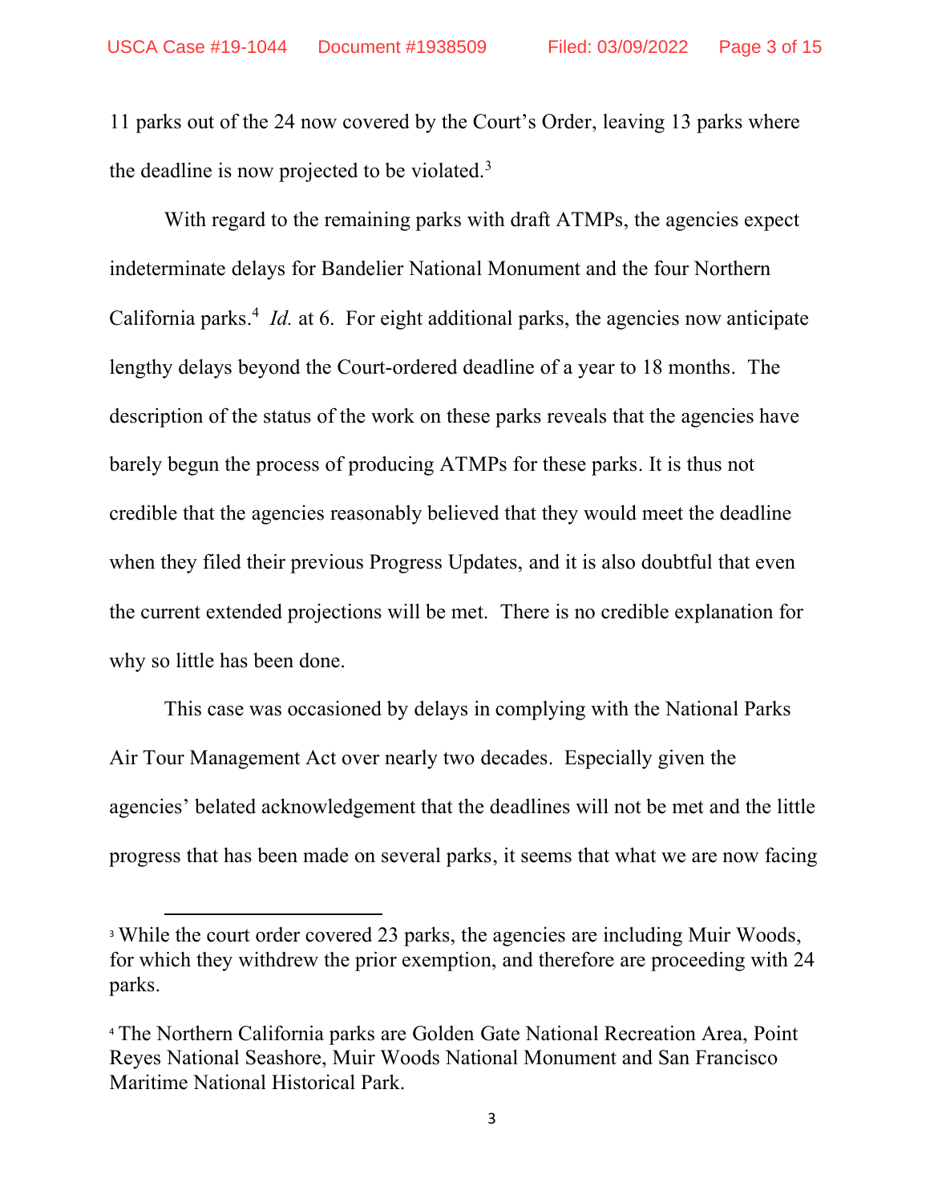11 parks out of the 24 now covered by the Court's Order, leaving 13 parks where the deadline is now projected to be violated.[3]

With regard to the remaining parks with draft ATMPs, the agencies expect indeterminate delays for Bandelier National Monument and the four Northern California parks.[4] *Id.* at 6. For eight additional parks, the agencies now anticipate lengthy delays beyond the Court-ordered deadline of a year to 18 months. The description of the status of the work on these parks reveals that the agencies have barely begun the process of producing ATMPs for these parks. It is thus not credible that the agencies reasonably believed that they would meet the deadline when they filed their previous Progress Updates, and it is also doubtful that even the current extended projections will be met. There is no credible explanation for why so little has been done.

This case was occasioned by delays in complying with the National Parks Air Tour Management Act over nearly two decades. Especially given the agencies' belated acknowledgement that the deadlines will not be met and the little progress that has been made on several parks, it seems that what we are now facing

[3] While the court order covered 23 parks, the agencies are including Muir Woods, for which they withdrew the prior exemption, and therefore are proceeding with 24 parks.

[4] The Northern California parks are Golden Gate National Recreation Area, Point Reyes National Seashore, Muir Woods National Monument and San Francisco Maritime National Historical Park.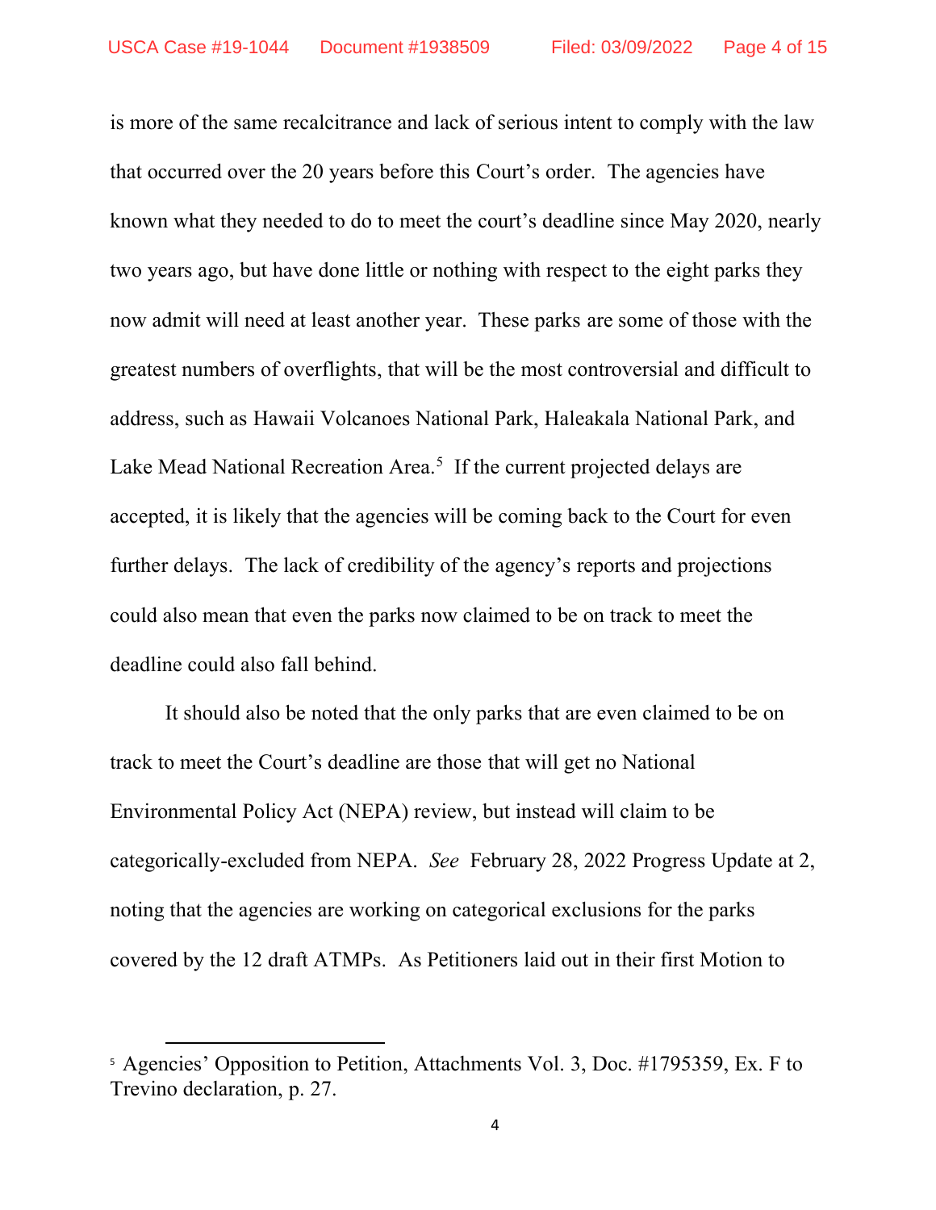is more of the same recalcitrance and lack of serious intent to comply with the law that occurred over the 20 years before this Court's order. The agencies have known what they needed to do to meet the court's deadline since May 2020, nearly two years ago, but have done little or nothing with respect to the eight parks they now admit will need at least another year. These parks are some of those with the greatest numbers of overflights, that will be the most controversial and difficult to address, such as Hawaii Volcanoes National Park, Haleakala National Park, and Lake Mead National Recreation Area.[5] If the current projected delays are accepted, it is likely that the agencies will be coming back to the Court for even further delays. The lack of credibility of the agency's reports and projections could also mean that even the parks now claimed to be on track to meet the deadline could also fall behind.

It should also be noted that the only parks that are even claimed to be on track to meet the Court's deadline are those that will get no National Environmental Policy Act (NEPA) review, but instead will claim to be categorically-excluded from NEPA. *See* February 28, 2022 Progress Update at 2, noting that the agencies are working on categorical exclusions for the parks covered by the 12 draft ATMPs. As Petitioners laid out in their first Motion to

---

[5] Agencies' Opposition to Petition, Attachments Vol. 3, Doc. #1795359, Ex. F to Trevino declaration, p. 27.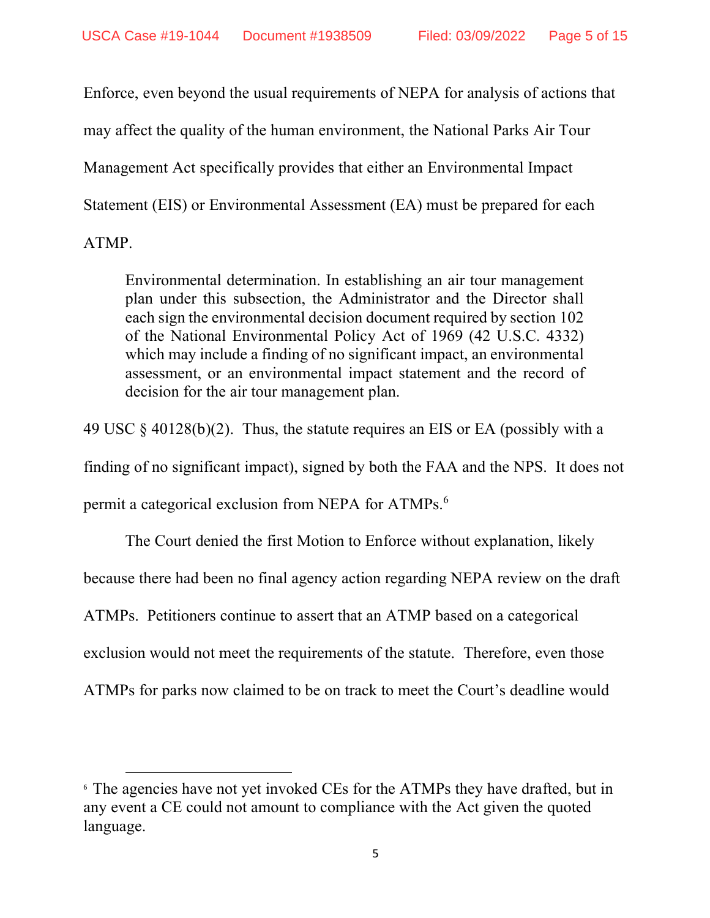Enforce, even beyond the usual requirements of NEPA for analysis of actions that may affect the quality of the human environment, the National Parks Air Tour Management Act specifically provides that either an Environmental Impact Statement (EIS) or Environmental Assessment (EA) must be prepared for each ATMP.

> Environmental determination. In establishing an air tour management plan under this subsection, the Administrator and the Director shall each sign the environmental decision document required by section 102 of the National Environmental Policy Act of 1969 (42 U.S.C. 4332) which may include a finding of no significant impact, an environmental assessment, or an environmental impact statement and the record of decision for the air tour management plan.

49 USC § 40128(b)(2). Thus, the statute requires an EIS or EA (possibly with a finding of no significant impact), signed by both the FAA and the NPS. It does not permit a categorical exclusion from NEPA for ATMPs.[6]

The Court denied the first Motion to Enforce without explanation, likely because there had been no final agency action regarding NEPA review on the draft ATMPs. Petitioners continue to assert that an ATMP based on a categorical exclusion would not meet the requirements of the statute. Therefore, even those ATMPs for parks now claimed to be on track to meet the Court's deadline would

---

[6] The agencies have not yet invoked CEs for the ATMPs they have drafted, but in any event a CE could not amount to compliance with the Act given the quoted language.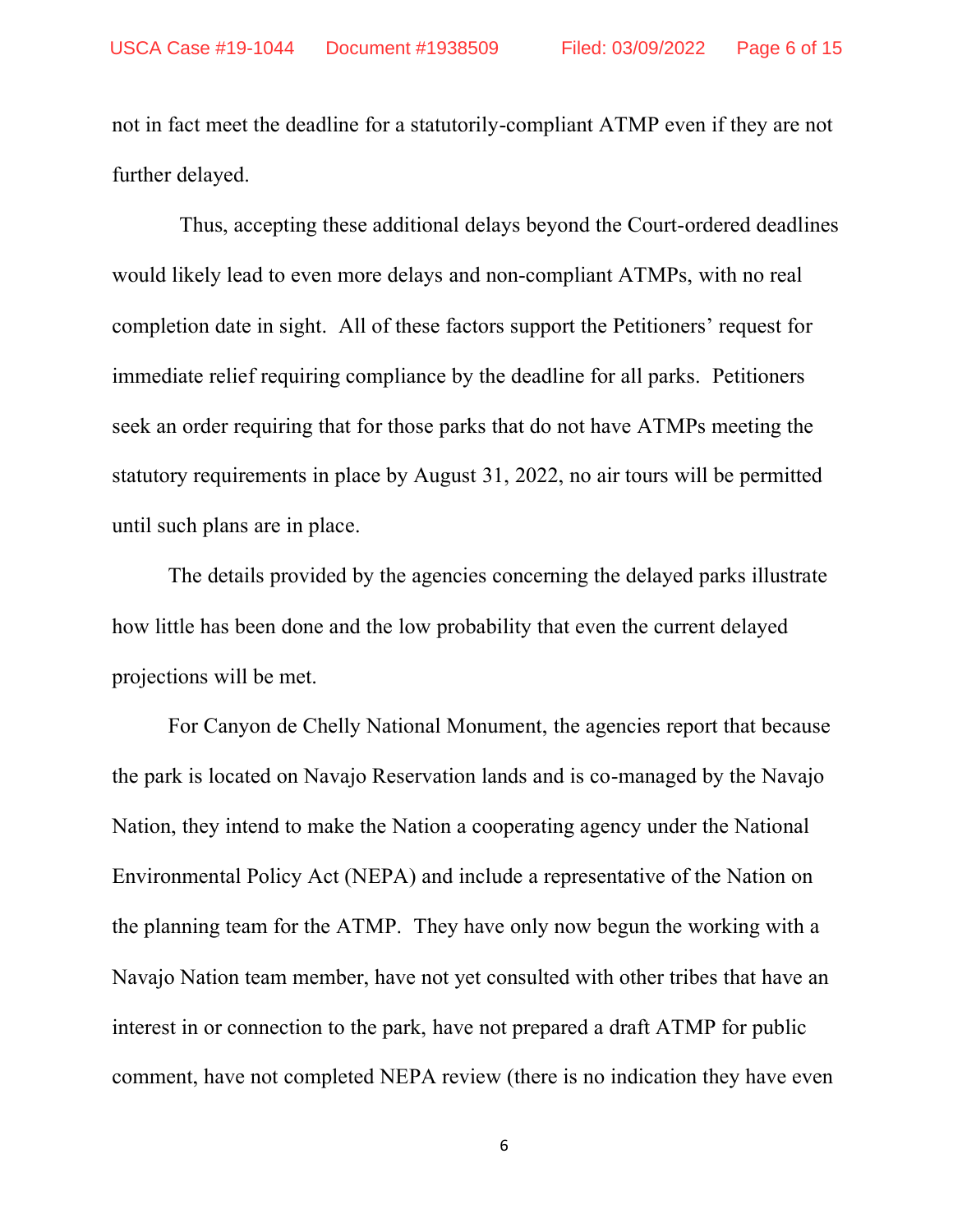not in fact meet the deadline for a statutorily-compliant ATMP even if they are not further delayed.

Thus, accepting these additional delays beyond the Court-ordered deadlines would likely lead to even more delays and non-compliant ATMPs, with no real completion date in sight. All of these factors support the Petitioners' request for immediate relief requiring compliance by the deadline for all parks. Petitioners seek an order requiring that for those parks that do not have ATMPs meeting the statutory requirements in place by August 31, 2022, no air tours will be permitted until such plans are in place.

The details provided by the agencies concerning the delayed parks illustrate how little has been done and the low probability that even the current delayed projections will be met.

For Canyon de Chelly National Monument, the agencies report that because the park is located on Navajo Reservation lands and is co-managed by the Navajo Nation, they intend to make the Nation a cooperating agency under the National Environmental Policy Act (NEPA) and include a representative of the Nation on the planning team for the ATMP. They have only now begun the working with a Navajo Nation team member, have not yet consulted with other tribes that have an interest in or connection to the park, have not prepared a draft ATMP for public comment, have not completed NEPA review (there is no indication they have even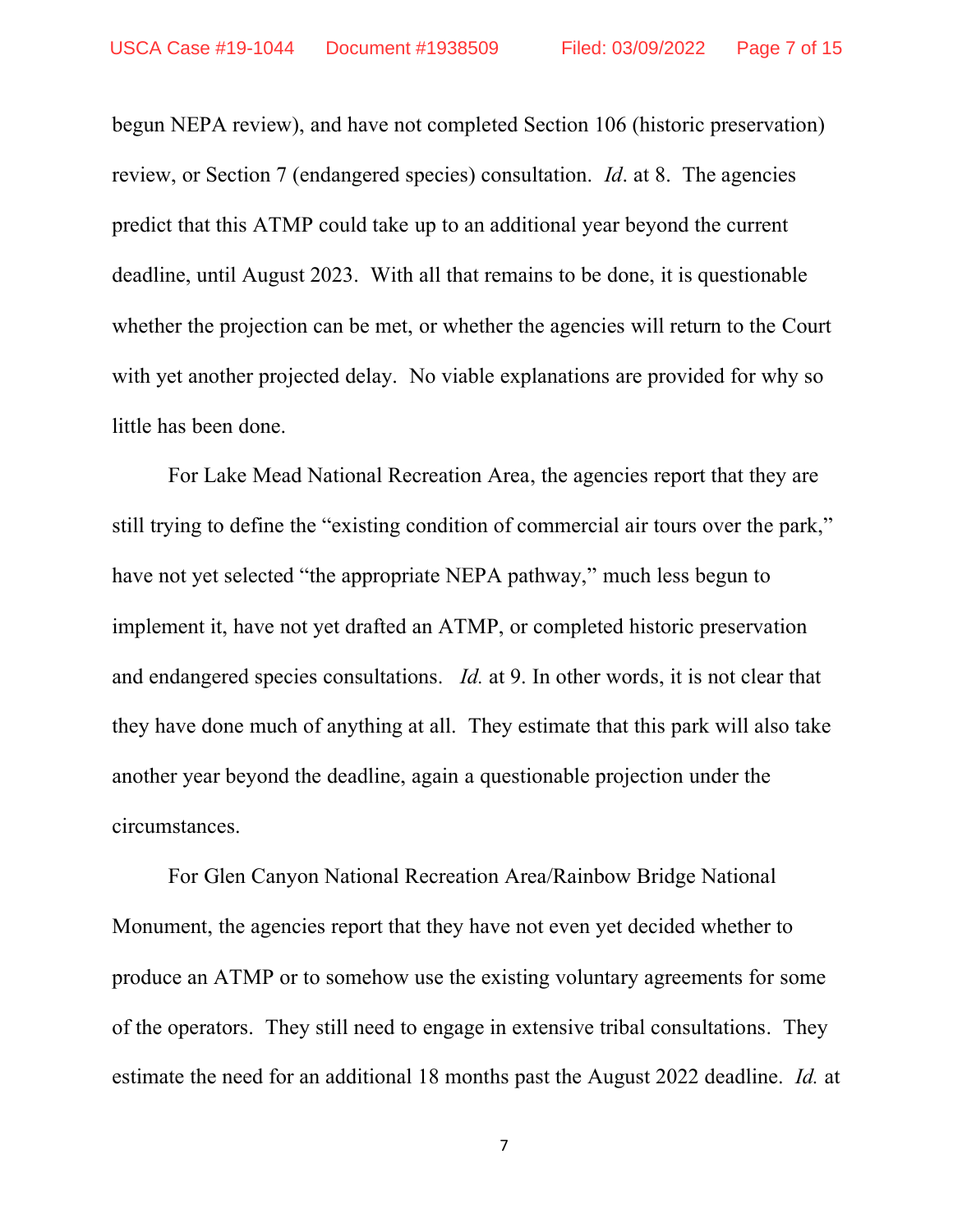begun NEPA review), and have not completed Section 106 (historic preservation) review, or Section 7 (endangered species) consultation. *Id*. at 8. The agencies predict that this ATMP could take up to an additional year beyond the current deadline, until August 2023. With all that remains to be done, it is questionable whether the projection can be met, or whether the agencies will return to the Court with yet another projected delay. No viable explanations are provided for why so little has been done.

For Lake Mead National Recreation Area, the agencies report that they are still trying to define the "existing condition of commercial air tours over the park," have not yet selected "the appropriate NEPA pathway," much less begun to implement it, have not yet drafted an ATMP, or completed historic preservation and endangered species consultations. *Id.* at 9. In other words, it is not clear that they have done much of anything at all. They estimate that this park will also take another year beyond the deadline, again a questionable projection under the circumstances.

For Glen Canyon National Recreation Area/Rainbow Bridge National Monument, the agencies report that they have not even yet decided whether to produce an ATMP or to somehow use the existing voluntary agreements for some of the operators. They still need to engage in extensive tribal consultations. They estimate the need for an additional 18 months past the August 2022 deadline. *Id.* at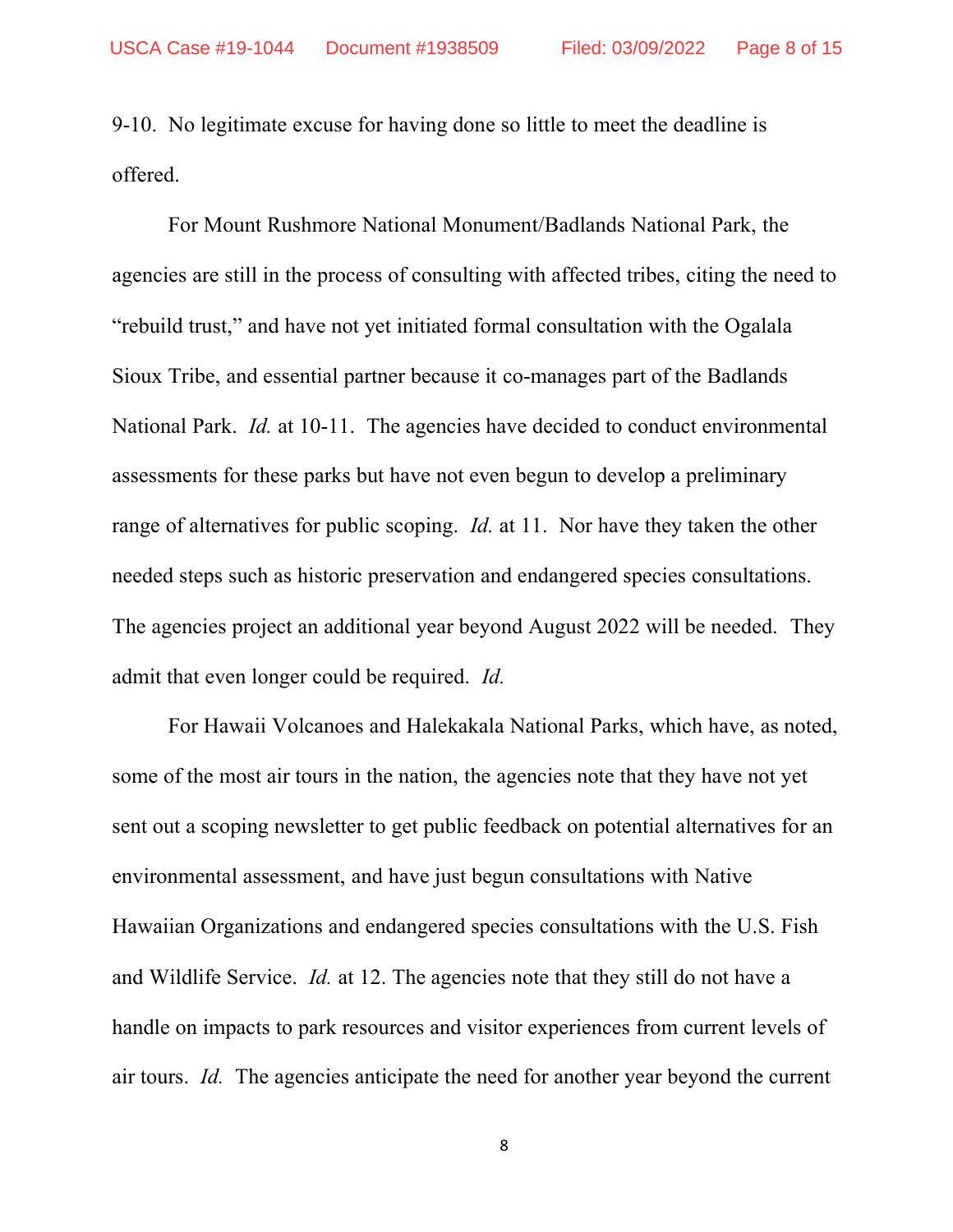9-10. No legitimate excuse for having done so little to meet the deadline is offered.

For Mount Rushmore National Monument/Badlands National Park, the agencies are still in the process of consulting with affected tribes, citing the need to "rebuild trust," and have not yet initiated formal consultation with the Ogalala Sioux Tribe, and essential partner because it co-manages part of the Badlands National Park. *Id.* at 10-11. The agencies have decided to conduct environmental assessments for these parks but have not even begun to develop a preliminary range of alternatives for public scoping. *Id.* at 11. Nor have they taken the other needed steps such as historic preservation and endangered species consultations. The agencies project an additional year beyond August 2022 will be needed. They admit that even longer could be required. *Id.*

For Hawaii Volcanoes and Halekakala National Parks, which have, as noted, some of the most air tours in the nation, the agencies note that they have not yet sent out a scoping newsletter to get public feedback on potential alternatives for an environmental assessment, and have just begun consultations with Native Hawaiian Organizations and endangered species consultations with the U.S. Fish and Wildlife Service. *Id.* at 12. The agencies note that they still do not have a handle on impacts to park resources and visitor experiences from current levels of air tours. *Id.* The agencies anticipate the need for another year beyond the current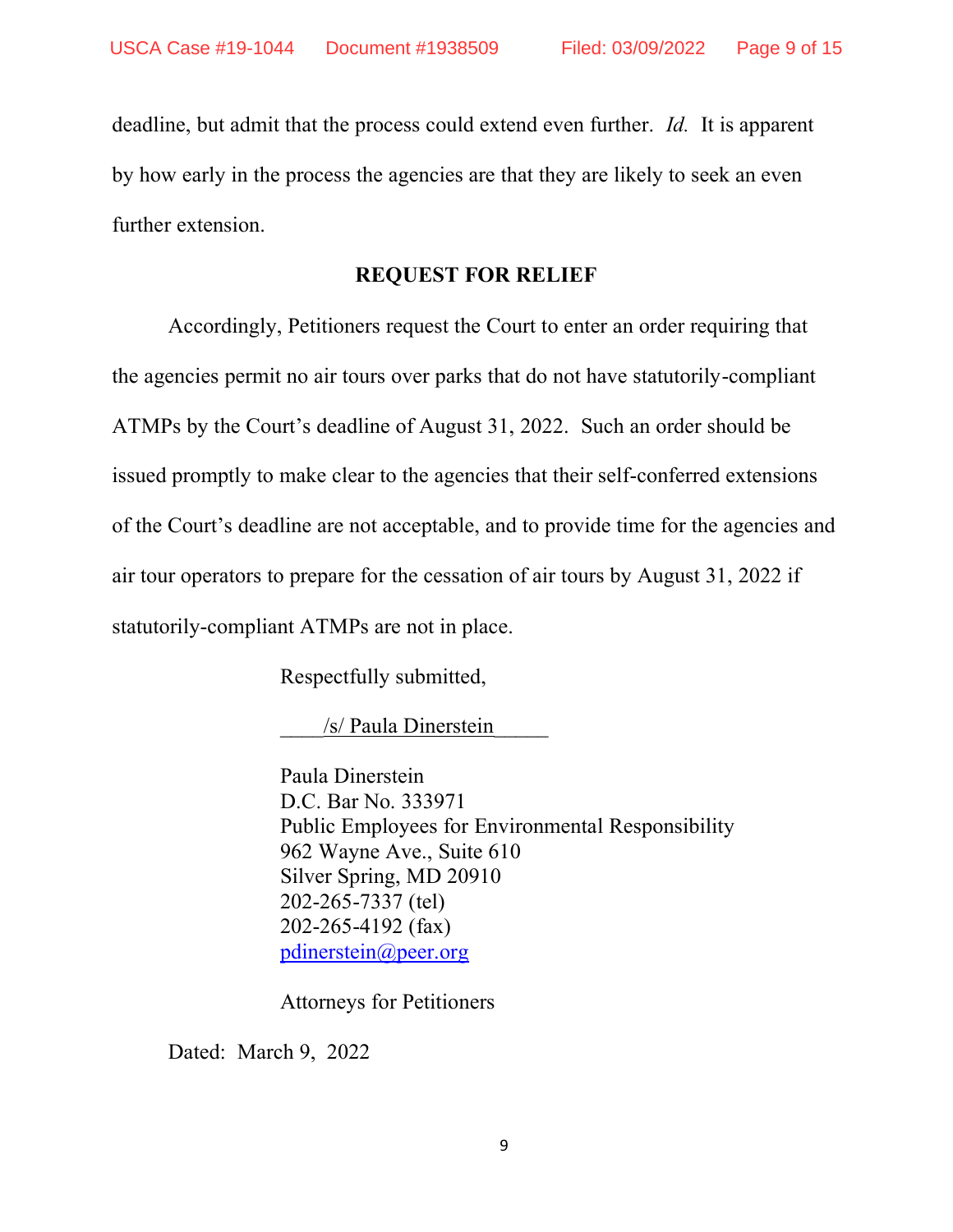deadline, but admit that the process could extend even further. *Id.* It is apparent by how early in the process the agencies are that they are likely to seek an even further extension.

## REQUEST FOR RELIEF

Accordingly, Petitioners request the Court to enter an order requiring that the agencies permit no air tours over parks that do not have statutorily-compliant ATMPs by the Court's deadline of August 31, 2022. Such an order should be issued promptly to make clear to the agencies that their self-conferred extensions of the Court's deadline are not acceptable, and to provide time for the agencies and air tour operators to prepare for the cessation of air tours by August 31, 2022 if statutorily-compliant ATMPs are not in place.

Respectfully submitted,

/s/ Paula Dinerstein

Paula Dinerstein
D.C. Bar No. 333971
Public Employees for Environmental Responsibility
962 Wayne Ave., Suite 610
Silver Spring, MD 20910
202-265-7337 (tel)
202-265-4192 (fax)
pdinerstein@peer.org

Attorneys for Petitioners

Dated: March 9, 2022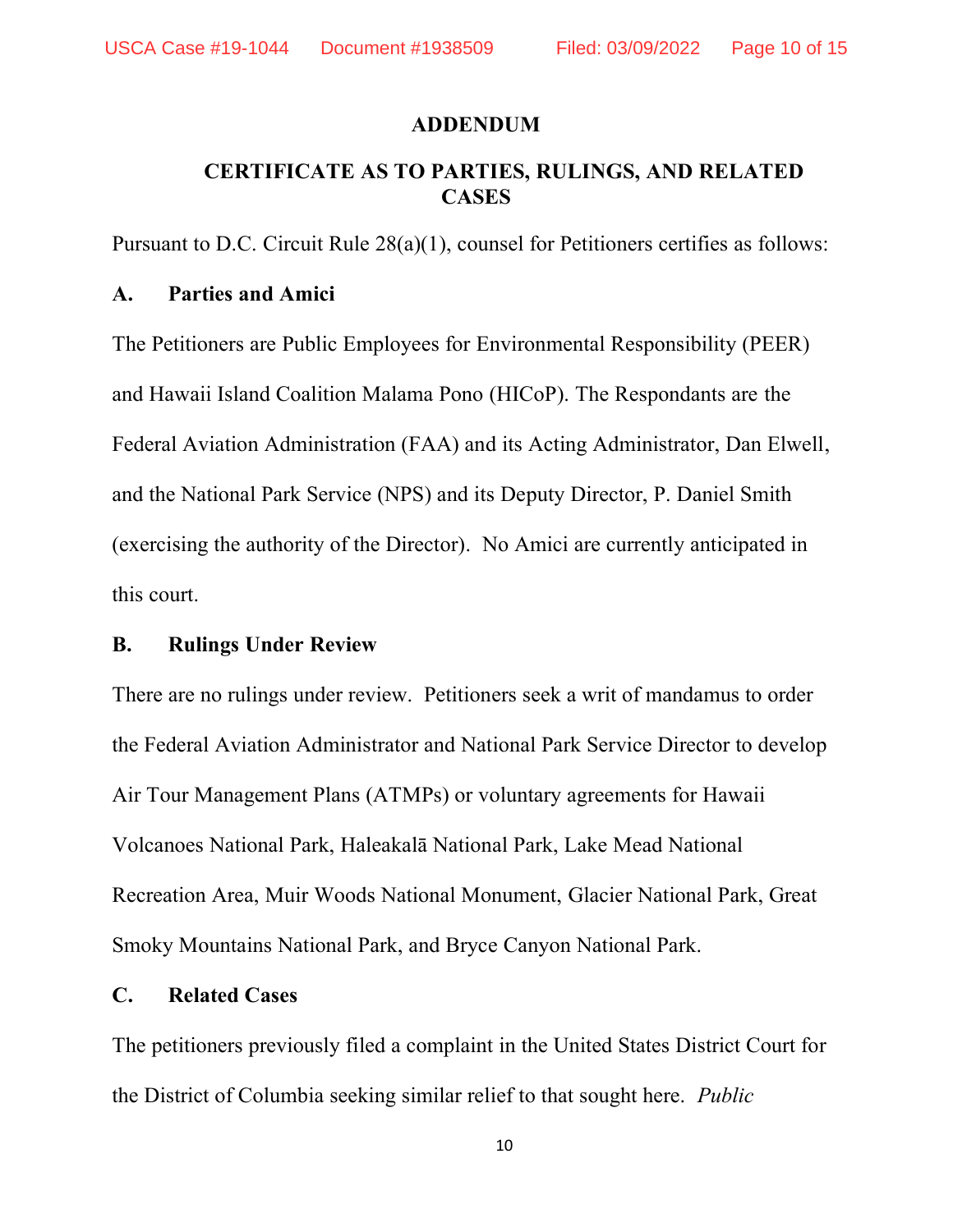## ADDENDUM

## CERTIFICATE AS TO PARTIES, RULINGS, AND RELATED CASES

Pursuant to D.C. Circuit Rule 28(a)(1), counsel for Petitioners certifies as follows:

### A. Parties and Amici

The Petitioners are Public Employees for Environmental Responsibility (PEER) and Hawaii Island Coalition Malama Pono (HICoP). The Respondants are the Federal Aviation Administration (FAA) and its Acting Administrator, Dan Elwell, and the National Park Service (NPS) and its Deputy Director, P. Daniel Smith (exercising the authority of the Director). No Amici are currently anticipated in this court.

### B. Rulings Under Review

There are no rulings under review. Petitioners seek a writ of mandamus to order the Federal Aviation Administrator and National Park Service Director to develop Air Tour Management Plans (ATMPs) or voluntary agreements for Hawaii Volcanoes National Park, Haleakalā National Park, Lake Mead National Recreation Area, Muir Woods National Monument, Glacier National Park, Great Smoky Mountains National Park, and Bryce Canyon National Park.

### C. Related Cases

The petitioners previously filed a complaint in the United States District Court for the District of Columbia seeking similar relief to that sought here. *Public*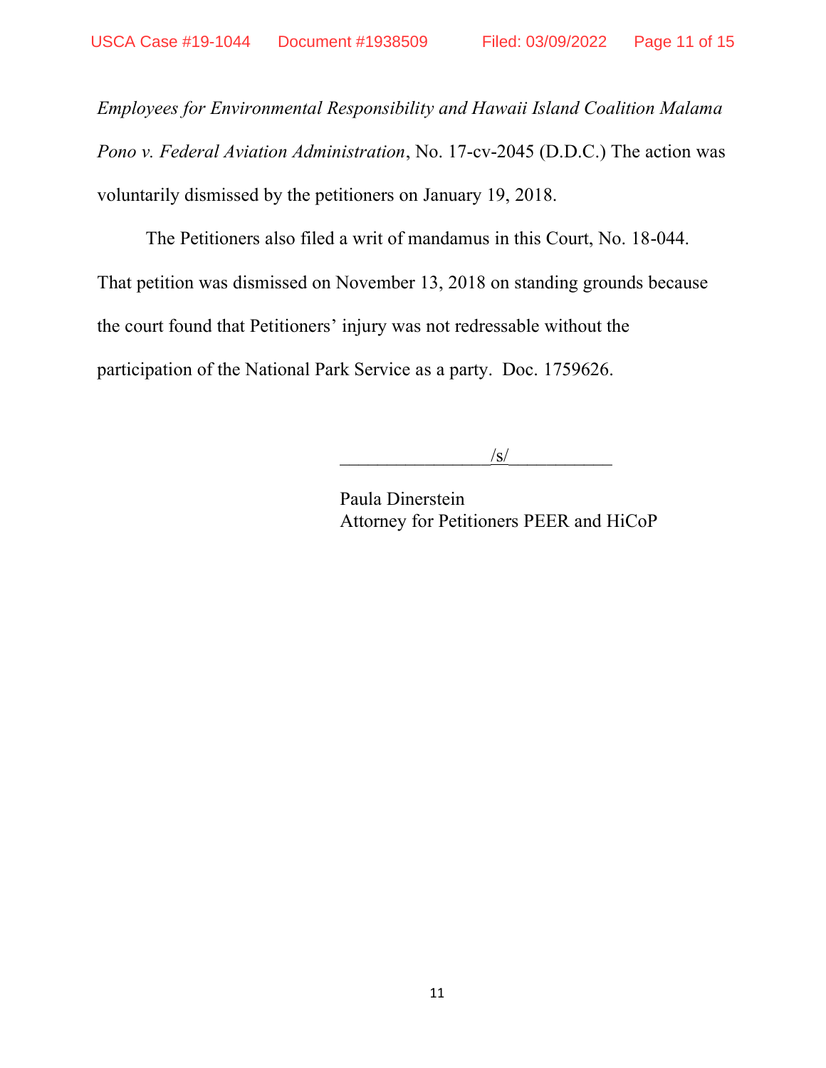*Employees for Environmental Responsibility and Hawaii Island Coalition Malama Pono v. Federal Aviation Administration*, No. 17-cv-2045 (D.D.C.) The action was voluntarily dismissed by the petitioners on January 19, 2018.

The Petitioners also filed a writ of mandamus in this Court, No. 18-044. That petition was dismissed on November 13, 2018 on standing grounds because the court found that Petitioners' injury was not redressable without the participation of the National Park Service as a party. Doc. 1759626.

/s/

Paula Dinerstein
Attorney for Petitioners PEER and HiCoP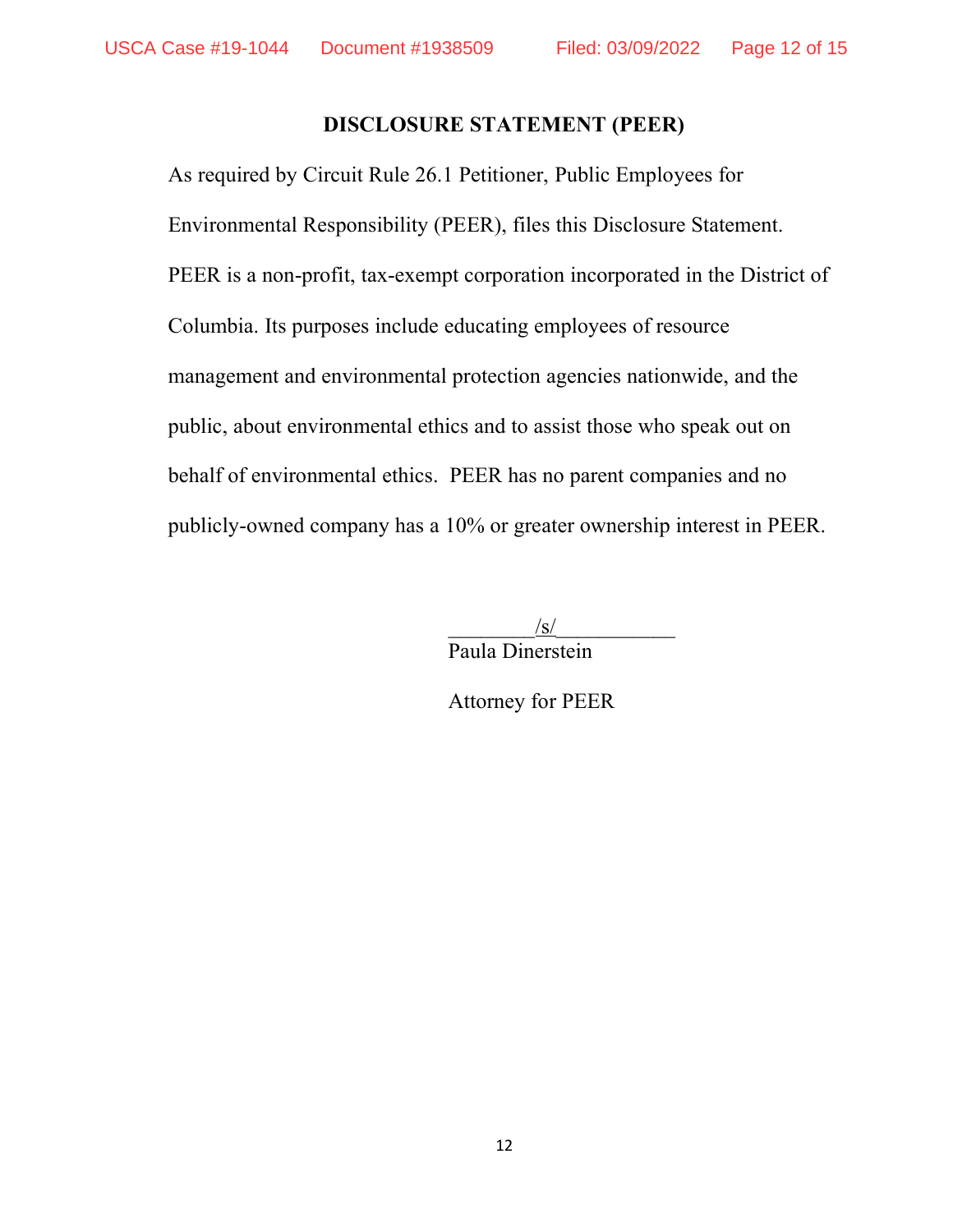## DISCLOSURE STATEMENT (PEER)

As required by Circuit Rule 26.1 Petitioner, Public Employees for Environmental Responsibility (PEER), files this Disclosure Statement. PEER is a non-profit, tax-exempt corporation incorporated in the District of Columbia. Its purposes include educating employees of resource management and environmental protection agencies nationwide, and the public, about environmental ethics and to assist those who speak out on behalf of environmental ethics. PEER has no parent companies and no publicly-owned company has a 10% or greater ownership interest in PEER.

/s/
Paula Dinerstein

Attorney for PEER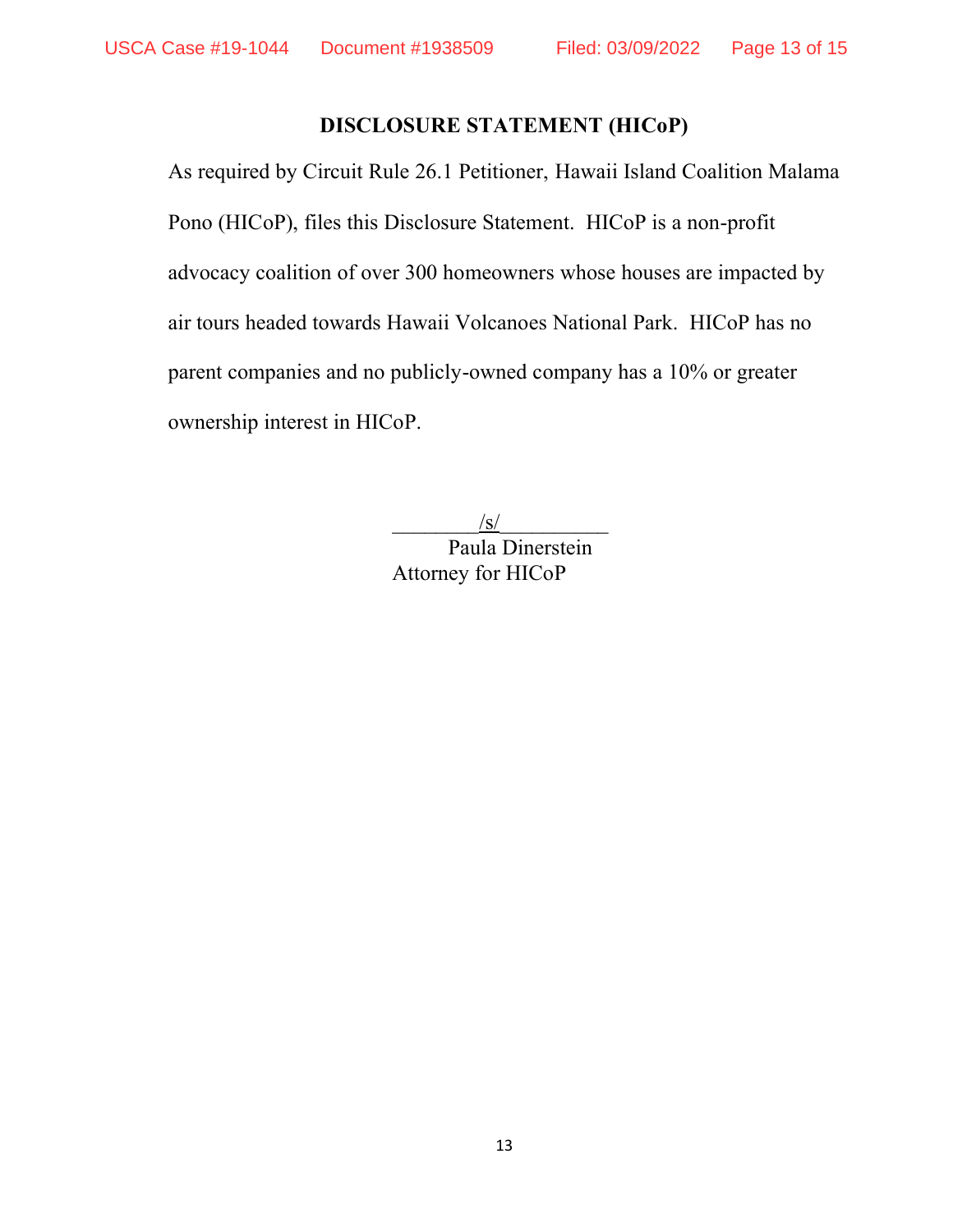## DISCLOSURE STATEMENT (HICoP)

As required by Circuit Rule 26.1 Petitioner, Hawaii Island Coalition Malama Pono (HICoP), files this Disclosure Statement. HICoP is a non-profit advocacy coalition of over 300 homeowners whose houses are impacted by air tours headed towards Hawaii Volcanoes National Park. HICoP has no parent companies and no publicly-owned company has a 10% or greater ownership interest in HICoP.

/s/
Paula Dinerstein
Attorney for HICoP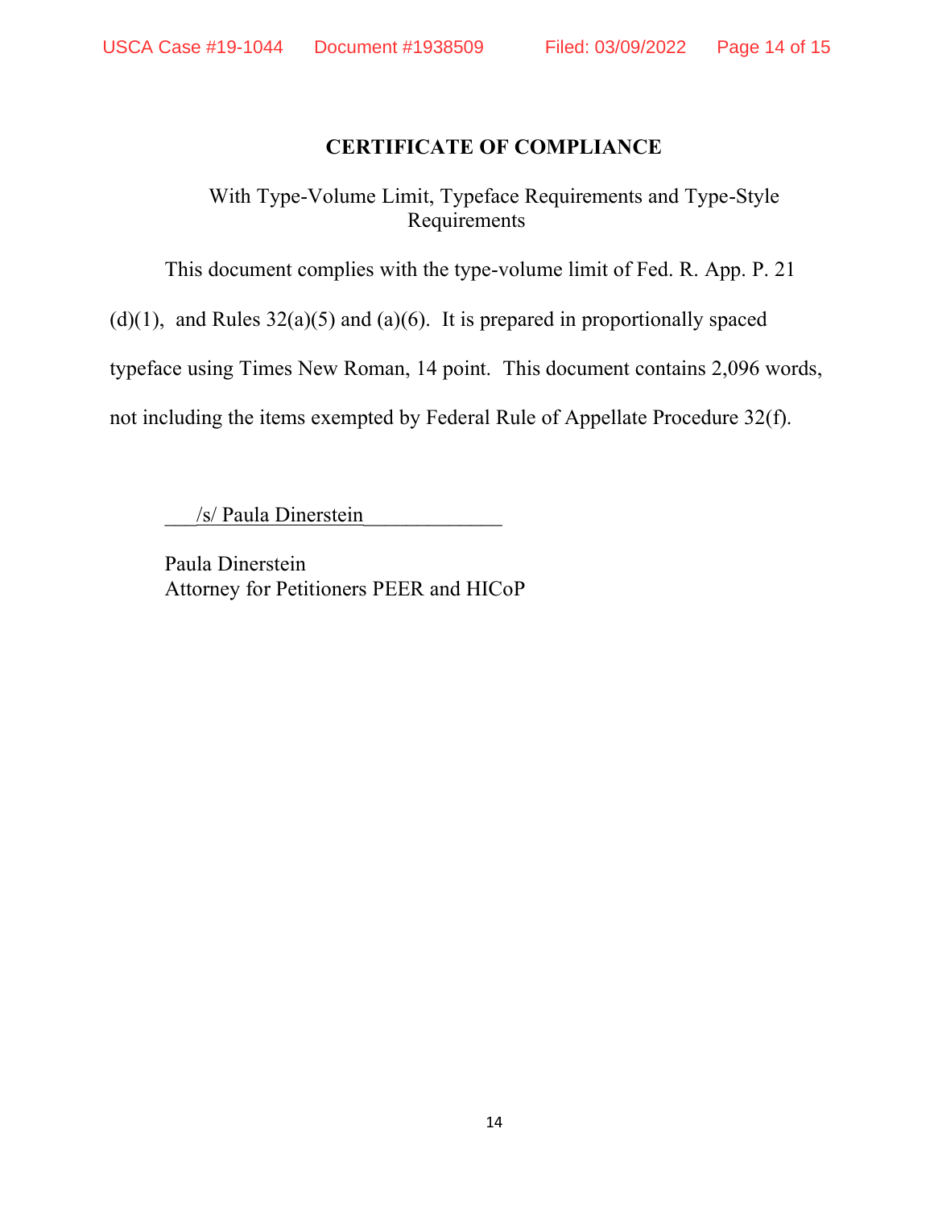## CERTIFICATE OF COMPLIANCE

With Type-Volume Limit, Typeface Requirements and Type-Style Requirements

This document complies with the type-volume limit of Fed. R. App. P. 21 (d)(1), and Rules 32(a)(5) and (a)(6). It is prepared in proportionally spaced typeface using Times New Roman, 14 point. This document contains 2,096 words, not including the items exempted by Federal Rule of Appellate Procedure 32(f).

___/s/ Paula Dinerstein_____________

Paula Dinerstein
Attorney for Petitioners PEER and HICoP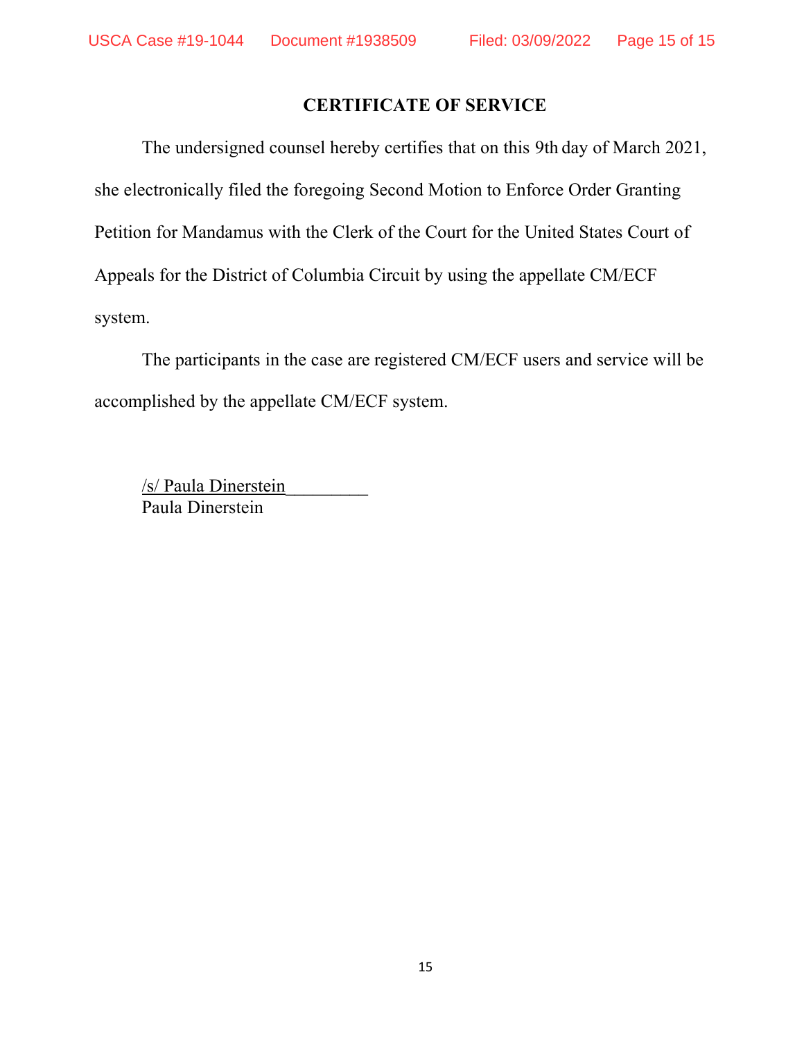## CERTIFICATE OF SERVICE

The undersigned counsel hereby certifies that on this 9th day of March 2021, she electronically filed the foregoing Second Motion to Enforce Order Granting Petition for Mandamus with the Clerk of the Court for the United States Court of Appeals for the District of Columbia Circuit by using the appellate CM/ECF system.

The participants in the case are registered CM/ECF users and service will be accomplished by the appellate CM/ECF system.

/s/ Paula Dinerstein_________
Paula Dinerstein